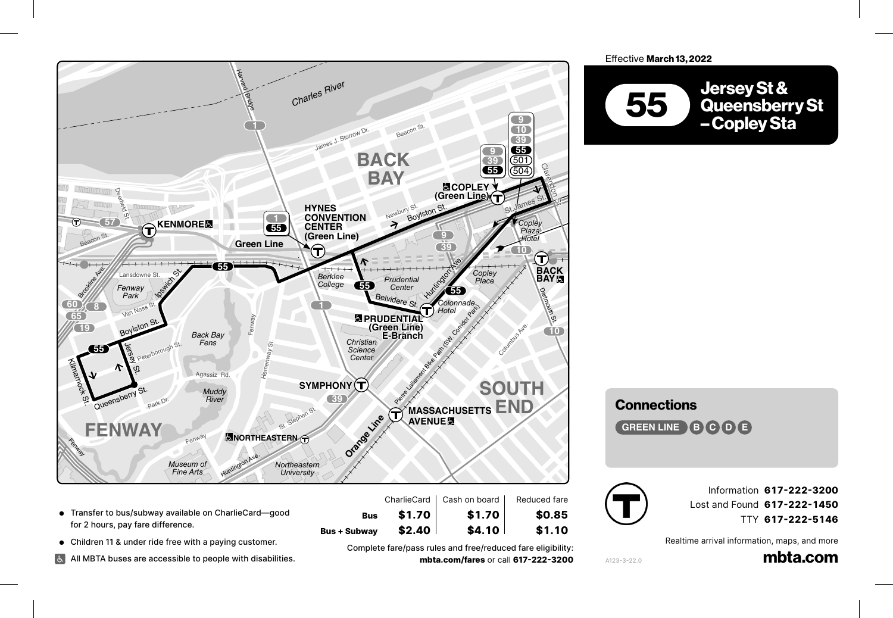Effective **March 13, 2022**

# 55 Jersey St & Queensberry St – Copley Sta

## Connections

GREEN LINE B C D E

Information **617-222-3200**
Lost and Found **617-222-1450**
TTY **617-222-5146**

Realtime arrival information, maps, and more

**mbta.com**

- Transfer to bus/subway available on CharlieCard—good for 2 hours, pay fare difference.
- Children 11 & under ride free with a paying customer.
- All MBTA buses are accessible to people with disabilities.

| | CharlieCard | Cash on board | Reduced fare |
|---|---|---|---|
| **Bus** | **$1.70** | **$1.70** | **$0.85** |
| **Bus + Subway** | **$2.40** | **$4.10** | **$1.10** |

Complete fare/pass rules and free/reduced fare eligibility:
**mbta.com/fares** or call **617-222-3200**

A123-3-22.0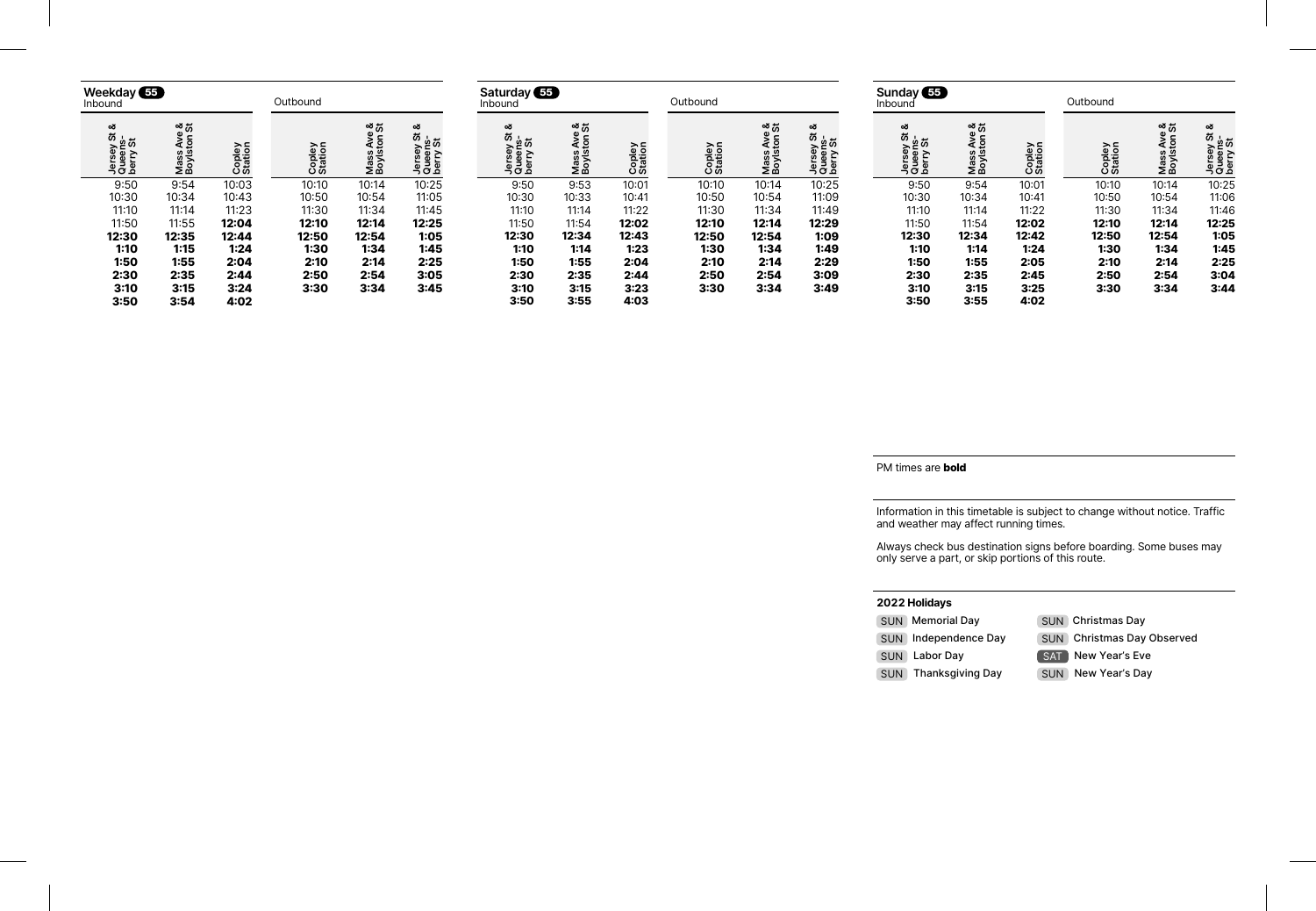## Weekday 55

| Inbound | | | Outbound | | |
|---|---|---|---|---|---|
| Jersey St & Queens-berry St | Mass Ave & Boylston St | Copley Station | Copley Station | Mass Ave & Boylston St | Jersey St & Queens-berry St |
| 9:50 | 9:54 | 10:03 | 10:10 | 10:14 | 10:25 |
| 10:30 | 10:34 | 10:43 | 10:50 | 10:54 | 11:05 |
| 11:10 | 11:14 | 11:23 | 11:30 | 11:34 | 11:45 |
| 11:50 | 11:55 | **12:04** | **12:10** | **12:14** | **12:25** |
| **12:30** | **12:35** | **12:44** | **12:50** | **12:54** | **1:05** |
| **1:10** | **1:15** | **1:24** | **1:30** | **1:34** | **1:45** |
| **1:50** | **1:55** | **2:04** | **2:10** | **2:14** | **2:25** |
| **2:30** | **2:35** | **2:44** | **2:50** | **2:54** | **3:05** |
| **3:10** | **3:15** | **3:24** | **3:30** | **3:34** | **3:45** |
| **3:50** | **3:54** | **4:02** | | | |

## Saturday 55

| Inbound | | | Outbound | | |
|---|---|---|---|---|---|
| Jersey St & Queens-berry St | Mass Ave & Boylston St | Copley Station | Copley Station | Mass Ave & Boylston St | Jersey St & Queens-berry St |
| 9:50 | 9:53 | 10:01 | 10:10 | 10:14 | 10:25 |
| 10:30 | 10:33 | 10:41 | 10:50 | 10:54 | 11:09 |
| 11:10 | 11:14 | 11:22 | 11:30 | 11:34 | 11:49 |
| 11:50 | 11:54 | **12:02** | **12:10** | **12:14** | **12:29** |
| **12:30** | **12:34** | **12:43** | **12:50** | **12:54** | **1:09** |
| **1:10** | **1:14** | **1:23** | **1:30** | **1:34** | **1:49** |
| **1:50** | **1:55** | **2:04** | **2:10** | **2:14** | **2:29** |
| **2:30** | **2:35** | **2:44** | **2:50** | **2:54** | **3:09** |
| **3:10** | **3:15** | **3:23** | **3:30** | **3:34** | **3:49** |
| **3:50** | **3:55** | **4:03** | | | |

## Sunday 55

| Inbound | | | Outbound | | |
|---|---|---|---|---|---|
| Jersey St & Queens-berry St | Mass Ave & Boylston St | Copley Station | Copley Station | Mass Ave & Boylston St | Jersey St & Queens-berry St |
| 9:50 | 9:54 | 10:01 | 10:10 | 10:14 | 10:25 |
| 10:30 | 10:34 | 10:41 | 10:50 | 10:54 | 11:06 |
| 11:10 | 11:14 | 11:22 | 11:30 | 11:34 | 11:46 |
| 11:50 | 11:54 | **12:02** | **12:10** | **12:14** | **12:25** |
| **12:30** | **12:34** | **12:42** | **12:50** | **12:54** | **1:05** |
| **1:10** | **1:14** | **1:24** | **1:30** | **1:34** | **1:45** |
| **1:50** | **1:55** | **2:05** | **2:10** | **2:14** | **2:25** |
| **2:30** | **2:35** | **2:45** | **2:50** | **2:54** | **3:04** |
| **3:10** | **3:15** | **3:25** | **3:30** | **3:34** | **3:44** |
| **3:50** | **3:55** | **4:02** | | | |

PM times are **bold**

Information in this timetable is subject to change without notice. Traffic and weather may affect running times.

Always check bus destination signs before boarding. Some buses may only serve a part, or skip portions of this route.

### 2022 Holidays

| | |
|---|---|
| SUN Memorial Day | SUN Christmas Day |
| SUN Independence Day | SUN Christmas Day Observed |
| SUN Labor Day | SAT New Year's Eve |
| SUN Thanksgiving Day | SUN New Year's Day |